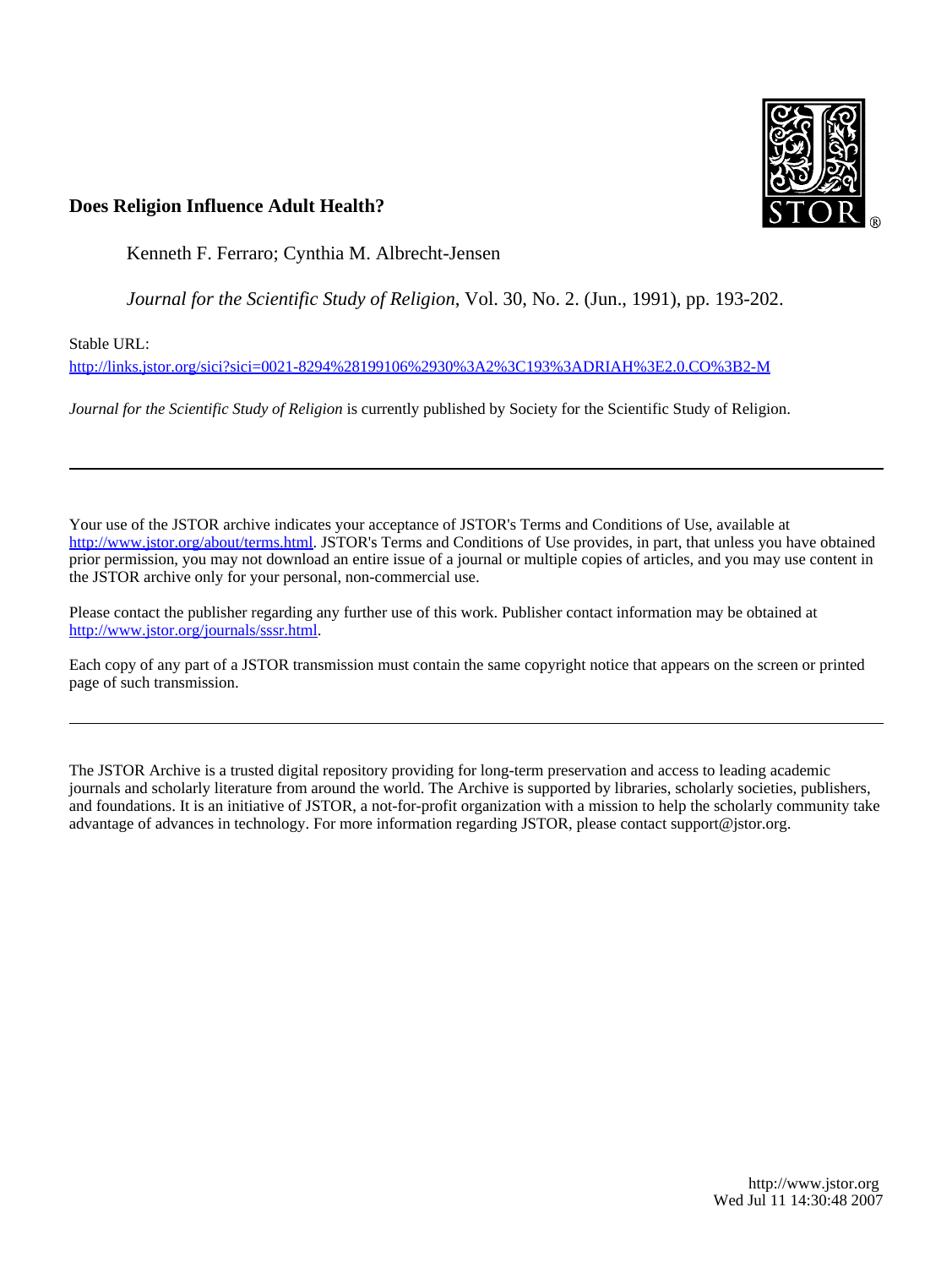**Does Religion Influence Adult Health?**

Kenneth F. Ferraro; Cynthia M. Albrecht-Jensen

*Journal for the Scientific Study of Religion*, Vol. 30, No. 2. (Jun., 1991), pp. 193-202.

Stable URL:

http://links.jstor.org/sici?sici=0021-8294%28199106%2930%3A2%3C193%3ADRIAH%3E2.0.CO%3B2-M

*Journal for the Scientific Study of Religion* is currently published by Society for the Scientific Study of Religion.

---

Your use of the JSTOR archive indicates your acceptance of JSTOR's Terms and Conditions of Use, available at http://www.jstor.org/about/terms.html. JSTOR's Terms and Conditions of Use provides, in part, that unless you have obtained prior permission, you may not download an entire issue of a journal or multiple copies of articles, and you may use content in the JSTOR archive only for your personal, non-commercial use.

Please contact the publisher regarding any further use of this work. Publisher contact information may be obtained at http://www.jstor.org/journals/sssr.html.

Each copy of any part of a JSTOR transmission must contain the same copyright notice that appears on the screen or printed page of such transmission.

---

The JSTOR Archive is a trusted digital repository providing for long-term preservation and access to leading academic journals and scholarly literature from around the world. The Archive is supported by libraries, scholarly societies, publishers, and foundations. It is an initiative of JSTOR, a not-for-profit organization with a mission to help the scholarly community take advantage of advances in technology. For more information regarding JSTOR, please contact support@jstor.org.

http://www.jstor.org
Wed Jul 11 14:30:48 2007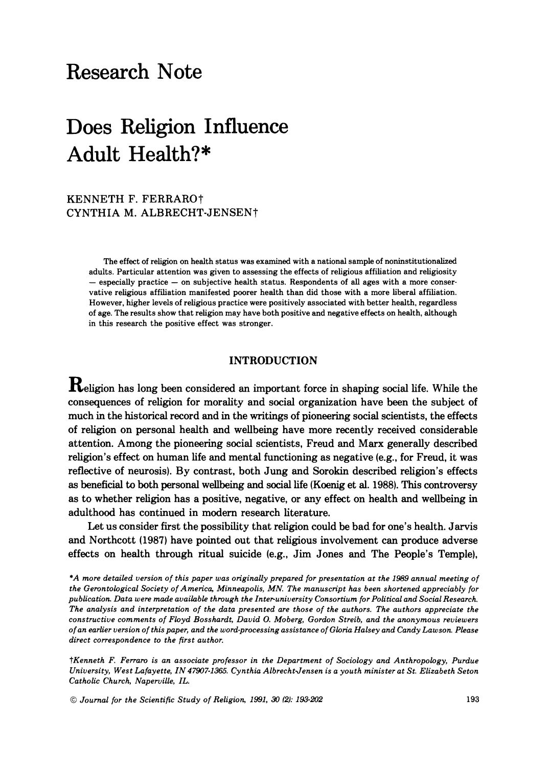# Research Note

# Does Religion Influence Adult Health?*

KENNETH F. FERRARO†
CYNTHIA M. ALBRECHT-JENSEN†

The effect of religion on health status was examined with a national sample of noninstitutionalized adults. Particular attention was given to assessing the effects of religious affiliation and religiosity — especially practice — on subjective health status. Respondents of all ages with a more conservative religious affiliation manifested poorer health than did those with a more liberal affiliation. However, higher levels of religious practice were positively associated with better health, regardless of age. The results show that religion may have both positive and negative effects on health, although in this research the positive effect was stronger.

## INTRODUCTION

Religion has long been considered an important force in shaping social life. While the consequences of religion for morality and social organization have been the subject of much in the historical record and in the writings of pioneering social scientists, the effects of religion on personal health and wellbeing have more recently received considerable attention. Among the pioneering social scientists, Freud and Marx generally described religion's effect on human life and mental functioning as negative (e.g., for Freud, it was reflective of neurosis). By contrast, both Jung and Sorokin described religion's effects as beneficial to both personal wellbeing and social life (Koenig et al. 1988). This controversy as to whether religion has a positive, negative, or any effect on health and wellbeing in adulthood has continued in modern research literature.

Let us consider first the possibility that religion could be bad for one's health. Jarvis and Northcott (1987) have pointed out that religious involvement can produce adverse effects on health through ritual suicide (e.g., Jim Jones and The People's Temple),

*\*A more detailed version of this paper was originally prepared for presentation at the 1989 annual meeting of the Gerontological Society of America, Minneapolis, MN. The manuscript has been shortened appreciably for publication. Data were made available through the Inter-university Consortium for Political and Social Research. The analysis and interpretation of the data presented are those of the authors. The authors appreciate the constructive comments of Floyd Bosshardt, David O. Moberg, Gordon Streib, and the anonymous reviewers of an earlier version of this paper, and the word-processing assistance of Gloria Halsey and Candy Lawson. Please direct correspondence to the first author.*

*†Kenneth F. Ferraro is an associate professor in the Department of Sociology and Anthropology, Purdue University, West Lafayette, IN 47907-1365. Cynthia Albrecht-Jensen is a youth minister at St. Elizabeth Seton Catholic Church, Naperville, IL.*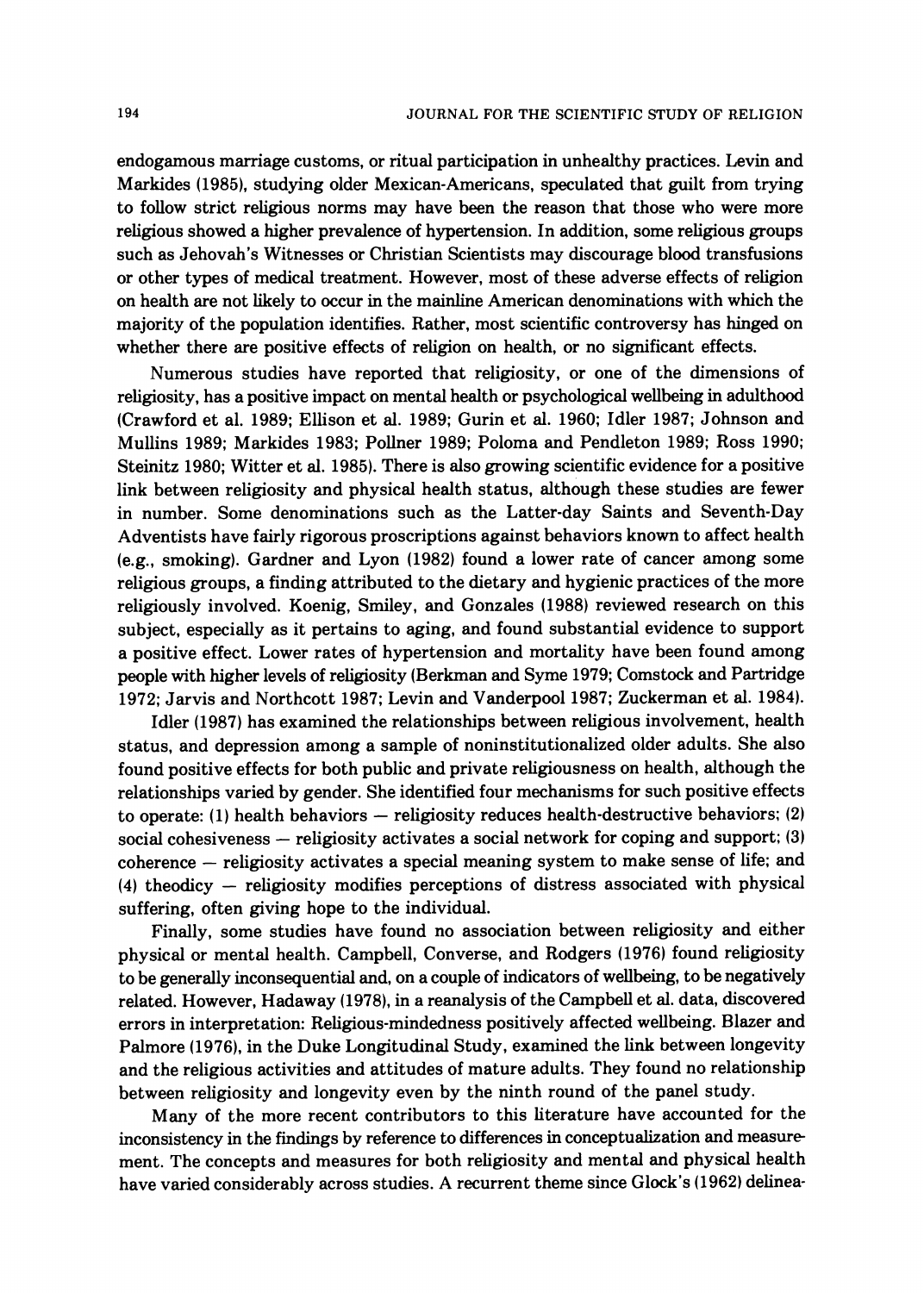endogamous marriage customs, or ritual participation in unhealthy practices. Levin and Markides (1985), studying older Mexican-Americans, speculated that guilt from trying to follow strict religious norms may have been the reason that those who were more religious showed a higher prevalence of hypertension. In addition, some religious groups such as Jehovah's Witnesses or Christian Scientists may discourage blood transfusions or other types of medical treatment. However, most of these adverse effects of religion on health are not likely to occur in the mainline American denominations with which the majority of the population identifies. Rather, most scientific controversy has hinged on whether there are positive effects of religion on health, or no significant effects.

Numerous studies have reported that religiosity, or one of the dimensions of religiosity, has a positive impact on mental health or psychological wellbeing in adulthood (Crawford et al. 1989; Ellison et al. 1989; Gurin et al. 1960; Idler 1987; Johnson and Mullins 1989; Markides 1983; Pollner 1989; Poloma and Pendleton 1989; Ross 1990; Steinitz 1980; Witter et al. 1985). There is also growing scientific evidence for a positive link between religiosity and physical health status, although these studies are fewer in number. Some denominations such as the Latter-day Saints and Seventh-Day Adventists have fairly rigorous proscriptions against behaviors known to affect health (e.g., smoking). Gardner and Lyon (1982) found a lower rate of cancer among some religious groups, a finding attributed to the dietary and hygienic practices of the more religiously involved. Koenig, Smiley, and Gonzales (1988) reviewed research on this subject, especially as it pertains to aging, and found substantial evidence to support a positive effect. Lower rates of hypertension and mortality have been found among people with higher levels of religiosity (Berkman and Syme 1979; Comstock and Partridge 1972; Jarvis and Northcott 1987; Levin and Vanderpool 1987; Zuckerman et al. 1984).

Idler (1987) has examined the relationships between religious involvement, health status, and depression among a sample of noninstitutionalized older adults. She also found positive effects for both public and private religiousness on health, although the relationships varied by gender. She identified four mechanisms for such positive effects to operate: (1) health behaviors — religiosity reduces health-destructive behaviors; (2) social cohesiveness — religiosity activates a social network for coping and support; (3) coherence — religiosity activates a special meaning system to make sense of life; and (4) theodicy — religiosity modifies perceptions of distress associated with physical suffering, often giving hope to the individual.

Finally, some studies have found no association between religiosity and either physical or mental health. Campbell, Converse, and Rodgers (1976) found religiosity to be generally inconsequential and, on a couple of indicators of wellbeing, to be negatively related. However, Hadaway (1978), in a reanalysis of the Campbell et al. data, discovered errors in interpretation: Religious-mindedness positively affected wellbeing. Blazer and Palmore (1976), in the Duke Longitudinal Study, examined the link between longevity and the religious activities and attitudes of mature adults. They found no relationship between religiosity and longevity even by the ninth round of the panel study.

Many of the more recent contributors to this literature have accounted for the inconsistency in the findings by reference to differences in conceptualization and measurement. The concepts and measures for both religiosity and mental and physical health have varied considerably across studies. A recurrent theme since Glock's (1962) delinea-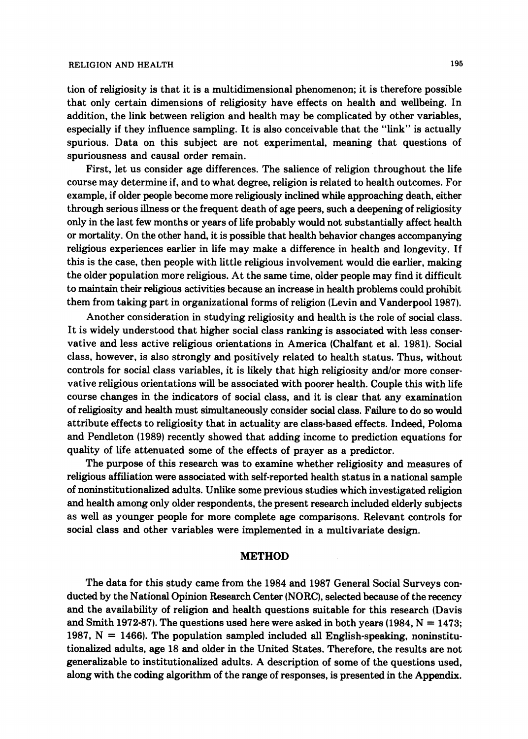tion of religiosity is that it is a multidimensional phenomenon; it is therefore possible that only certain dimensions of religiosity have effects on health and wellbeing. In addition, the link between religion and health may be complicated by other variables, especially if they influence sampling. It is also conceivable that the "link" is actually spurious. Data on this subject are not experimental, meaning that questions of spuriousness and causal order remain.

First, let us consider age differences. The salience of religion throughout the life course may determine if, and to what degree, religion is related to health outcomes. For example, if older people become more religiously inclined while approaching death, either through serious illness or the frequent death of age peers, such a deepening of religiosity only in the last few months or years of life probably would not substantially affect health or mortality. On the other hand, it is possible that health behavior changes accompanying religious experiences earlier in life may make a difference in health and longevity. If this is the case, then people with little religious involvement would die earlier, making the older population more religious. At the same time, older people may find it difficult to maintain their religious activities because an increase in health problems could prohibit them from taking part in organizational forms of religion (Levin and Vanderpool 1987).

Another consideration in studying religiosity and health is the role of social class. It is widely understood that higher social class ranking is associated with less conservative and less active religious orientations in America (Chalfant et al. 1981). Social class, however, is also strongly and positively related to health status. Thus, without controls for social class variables, it is likely that high religiosity and/or more conservative religious orientations will be associated with poorer health. Couple this with life course changes in the indicators of social class, and it is clear that any examination of religiosity and health must simultaneously consider social class. Failure to do so would attribute effects to religiosity that in actuality are class-based effects. Indeed, Poloma and Pendleton (1989) recently showed that adding income to prediction equations for quality of life attenuated some of the effects of prayer as a predictor.

The purpose of this research was to examine whether religiosity and measures of religious affiliation were associated with self-reported health status in a national sample of noninstitutionalized adults. Unlike some previous studies which investigated religion and health among only older respondents, the present research included elderly subjects as well as younger people for more complete age comparisons. Relevant controls for social class and other variables were implemented in a multivariate design.

## METHOD

The data for this study came from the 1984 and 1987 General Social Surveys conducted by the National Opinion Research Center (NORC), selected because of the recency and the availability of religion and health questions suitable for this research (Davis and Smith 1972-87). The questions used here were asked in both years (1984, N = 1473; 1987, N = 1466). The population sampled included all English-speaking, noninstitutionalized adults, age 18 and older in the United States. Therefore, the results are not generalizable to institutionalized adults. A description of some of the questions used, along with the coding algorithm of the range of responses, is presented in the Appendix.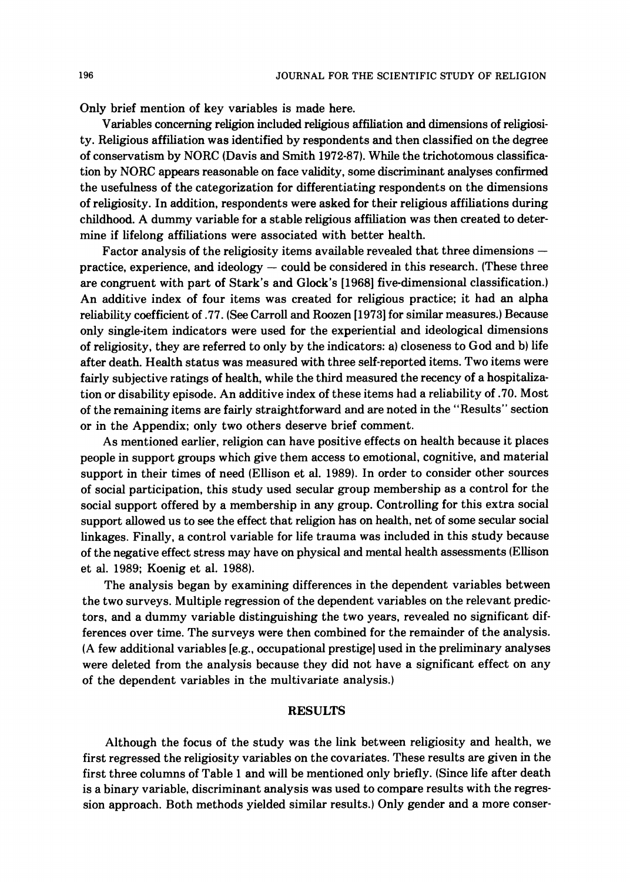Only brief mention of key variables is made here.

Variables concerning religion included religious affiliation and dimensions of religiosity. Religious affiliation was identified by respondents and then classified on the degree of conservatism by NORC (Davis and Smith 1972-87). While the trichotomous classification by NORC appears reasonable on face validity, some discriminant analyses confirmed the usefulness of the categorization for differentiating respondents on the dimensions of religiosity. In addition, respondents were asked for their religious affiliations during childhood. A dummy variable for a stable religious affiliation was then created to determine if lifelong affiliations were associated with better health.

Factor analysis of the religiosity items available revealed that three dimensions — practice, experience, and ideology — could be considered in this research. (These three are congruent with part of Stark's and Glock's [1968] five-dimensional classification.) An additive index of four items was created for religious practice; it had an alpha reliability coefficient of .77. (See Carroll and Roozen [1973] for similar measures.) Because only single-item indicators were used for the experiential and ideological dimensions of religiosity, they are referred to only by the indicators: a) closeness to God and b) life after death. Health status was measured with three self-reported items. Two items were fairly subjective ratings of health, while the third measured the recency of a hospitalization or disability episode. An additive index of these items had a reliability of .70. Most of the remaining items are fairly straightforward and are noted in the "Results" section or in the Appendix; only two others deserve brief comment.

As mentioned earlier, religion can have positive effects on health because it places people in support groups which give them access to emotional, cognitive, and material support in their times of need (Ellison et al. 1989). In order to consider other sources of social participation, this study used secular group membership as a control for the social support offered by a membership in any group. Controlling for this extra social support allowed us to see the effect that religion has on health, net of some secular social linkages. Finally, a control variable for life trauma was included in this study because of the negative effect stress may have on physical and mental health assessments (Ellison et al. 1989; Koenig et al. 1988).

The analysis began by examining differences in the dependent variables between the two surveys. Multiple regression of the dependent variables on the relevant predictors, and a dummy variable distinguishing the two years, revealed no significant differences over time. The surveys were then combined for the remainder of the analysis. (A few additional variables [e.g., occupational prestige] used in the preliminary analyses were deleted from the analysis because they did not have a significant effect on any of the dependent variables in the multivariate analysis.)

## RESULTS

Although the focus of the study was the link between religiosity and health, we first regressed the religiosity variables on the covariates. These results are given in the first three columns of Table 1 and will be mentioned only briefly. (Since life after death is a binary variable, discriminant analysis was used to compare results with the regression approach. Both methods yielded similar results.) Only gender and a more conser-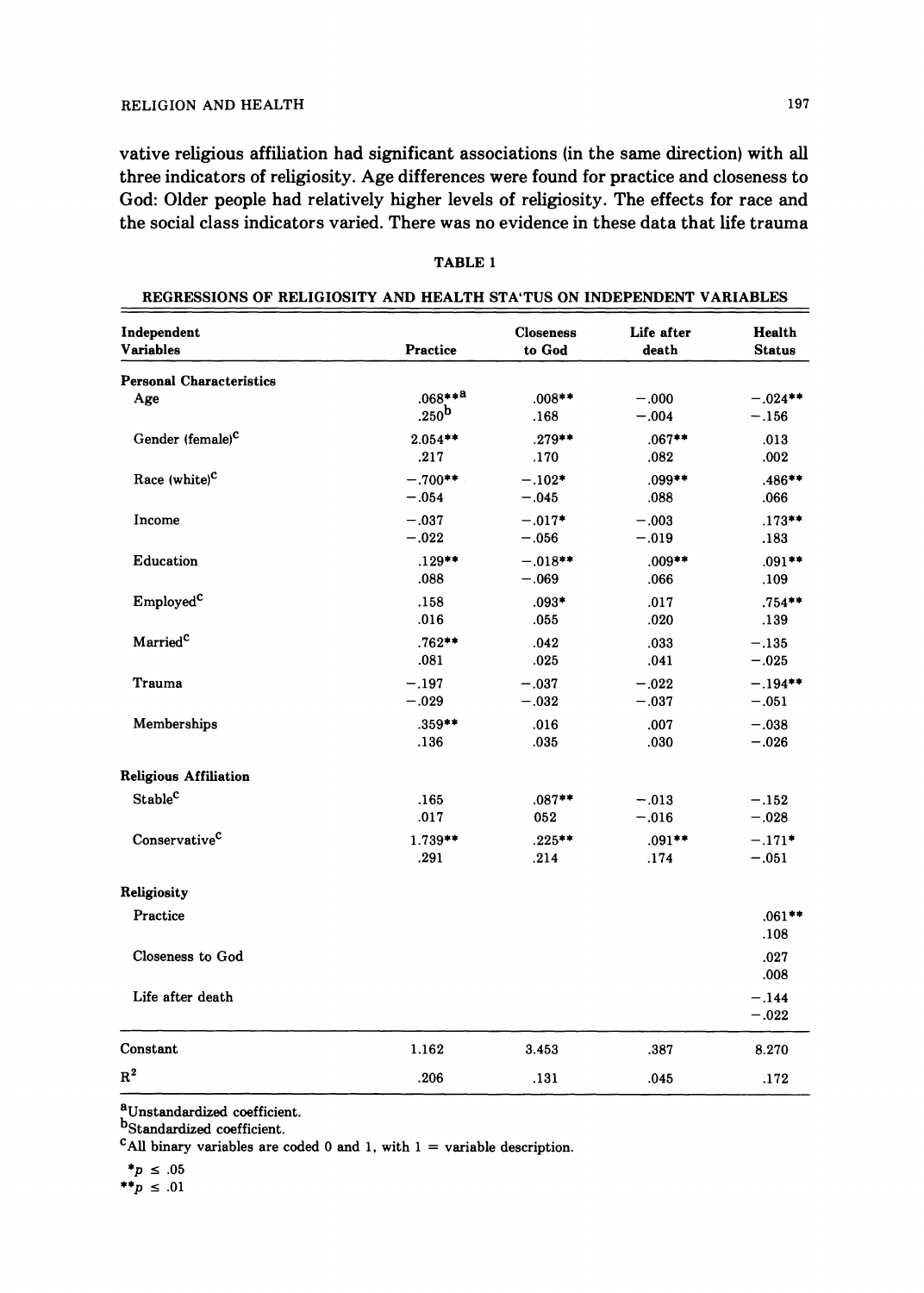vative religious affiliation had significant associations (in the same direction) with all three indicators of religiosity. Age differences were found for practice and closeness to God: Older people had relatively higher levels of religiosity. The effects for race and the social class indicators varied. There was no evidence in these data that life trauma

TABLE 1

REGRESSIONS OF RELIGIOSITY AND HEALTH STA'TUS ON INDEPENDENT VARIABLES

| Independent Variables | Practice | Closeness to God | Life after death | Health Status |
|---|---|---|---|---|
| **Personal Characteristics** | | | | |
| Age | .068**[a] | .008** | −.000 | −.024** |
| | .250[b] | .168 | −.004 | −.156 |
| Gender (female)[c] | 2.054** | .279** | .067** | .013 |
| | .217 | .170 | .082 | .002 |
| Race (white)[c] | −.700** | −.102* | .099** | .486** |
| | −.054 | −.045 | .088 | .066 |
| Income | −.037 | −.017* | −.003 | .173** |
| | −.022 | −.056 | −.019 | .183 |
| Education | .129** | −.018** | .009** | .091** |
| | .088 | −.069 | .066 | .109 |
| Employed[c] | .158 | .093* | .017 | .754** |
| | .016 | .055 | .020 | .139 |
| Married[c] | .762** | .042 | .033 | −.135 |
| | .081 | .025 | .041 | −.025 |
| Trauma | −.197 | −.037 | −.022 | −.194** |
| | −.029 | −.032 | −.037 | −.051 |
| Memberships | .359** | .016 | .007 | −.038 |
| | .136 | .035 | .030 | −.026 |
| **Religious Affiliation** | | | | |
| Stable[c] | .165 | .087** | −.013 | −.152 |
| | .017 | 052 | −.016 | −.028 |
| Conservative[c] | 1.739** | .225** | .091** | −.171* |
| | .291 | .214 | .174 | −.051 |
| **Religiosity** | | | | |
| Practice | | | | .061** |
| | | | | .108 |
| Closeness to God | | | | .027 |
| | | | | .008 |
| Life after death | | | | −.144 |
| | | | | −.022 |
| Constant | 1.162 | 3.453 | .387 | 8.270 |
| $R^2$ | .206 | .131 | .045 | .172 |

[a]Unstandardized coefficient.

[b]Standardized coefficient.

[c]All binary variables are coded 0 and 1, with 1 = variable description.

*$p \leq .05$

**$p \leq .01$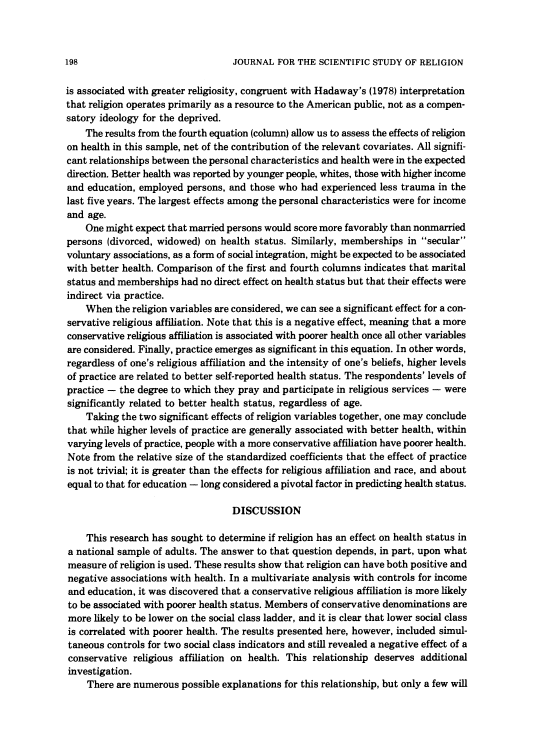is associated with greater religiosity, congruent with Hadaway's (1978) interpretation that religion operates primarily as a resource to the American public, not as a compensatory ideology for the deprived.

The results from the fourth equation (column) allow us to assess the effects of religion on health in this sample, net of the contribution of the relevant covariates. All significant relationships between the personal characteristics and health were in the expected direction. Better health was reported by younger people, whites, those with higher income and education, employed persons, and those who had experienced less trauma in the last five years. The largest effects among the personal characteristics were for income and age.

One might expect that married persons would score more favorably than nonmarried persons (divorced, widowed) on health status. Similarly, memberships in "secular" voluntary associations, as a form of social integration, might be expected to be associated with better health. Comparison of the first and fourth columns indicates that marital status and memberships had no direct effect on health status but that their effects were indirect via practice.

When the religion variables are considered, we can see a significant effect for a conservative religious affiliation. Note that this is a negative effect, meaning that a more conservative religious affiliation is associated with poorer health once all other variables are considered. Finally, practice emerges as significant in this equation. In other words, regardless of one's religious affiliation and the intensity of one's beliefs, higher levels of practice are related to better self-reported health status. The respondents' levels of practice — the degree to which they pray and participate in religious services — were significantly related to better health status, regardless of age.

Taking the two significant effects of religion variables together, one may conclude that while higher levels of practice are generally associated with better health, within varying levels of practice, people with a more conservative affiliation have poorer health. Note from the relative size of the standardized coefficients that the effect of practice is not trivial; it is greater than the effects for religious affiliation and race, and about equal to that for education — long considered a pivotal factor in predicting health status.

## DISCUSSION

This research has sought to determine if religion has an effect on health status in a national sample of adults. The answer to that question depends, in part, upon what measure of religion is used. These results show that religion can have both positive and negative associations with health. In a multivariate analysis with controls for income and education, it was discovered that a conservative religious affiliation is more likely to be associated with poorer health status. Members of conservative denominations are more likely to be lower on the social class ladder, and it is clear that lower social class is correlated with poorer health. The results presented here, however, included simultaneous controls for two social class indicators and still revealed a negative effect of a conservative religious affiliation on health. This relationship deserves additional investigation.

There are numerous possible explanations for this relationship, but only a few will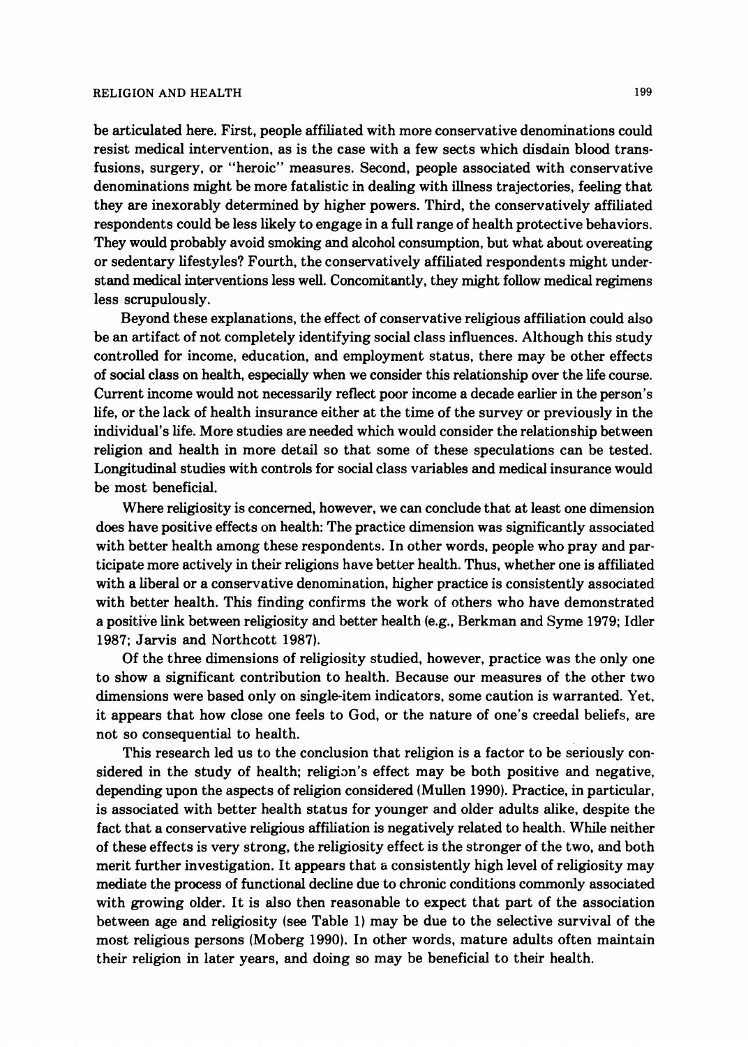be articulated here. First, people affiliated with more conservative denominations could resist medical intervention, as is the case with a few sects which disdain blood transfusions, surgery, or "heroic" measures. Second, people associated with conservative denominations might be more fatalistic in dealing with illness trajectories, feeling that they are inexorably determined by higher powers. Third, the conservatively affiliated respondents could be less likely to engage in a full range of health protective behaviors. They would probably avoid smoking and alcohol consumption, but what about overeating or sedentary lifestyles? Fourth, the conservatively affiliated respondents might understand medical interventions less well. Concomitantly, they might follow medical regimens less scrupulously.

Beyond these explanations, the effect of conservative religious affiliation could also be an artifact of not completely identifying social class influences. Although this study controlled for income, education, and employment status, there may be other effects of social class on health, especially when we consider this relationship over the life course. Current income would not necessarily reflect poor income a decade earlier in the person's life, or the lack of health insurance either at the time of the survey or previously in the individual's life. More studies are needed which would consider the relationship between religion and health in more detail so that some of these speculations can be tested. Longitudinal studies with controls for social class variables and medical insurance would be most beneficial.

Where religiosity is concerned, however, we can conclude that at least one dimension does have positive effects on health: The practice dimension was significantly associated with better health among these respondents. In other words, people who pray and participate more actively in their religions have better health. Thus, whether one is affiliated with a liberal or a conservative denomination, higher practice is consistently associated with better health. This finding confirms the work of others who have demonstrated a positive link between religiosity and better health (e.g., Berkman and Syme 1979; Idler 1987; Jarvis and Northcott 1987).

Of the three dimensions of religiosity studied, however, practice was the only one to show a significant contribution to health. Because our measures of the other two dimensions were based only on single-item indicators, some caution is warranted. Yet, it appears that how close one feels to God, or the nature of one's creedal beliefs, are not so consequential to health.

This research led us to the conclusion that religion is a factor to be seriously considered in the study of health; religion's effect may be both positive and negative, depending upon the aspects of religion considered (Mullen 1990). Practice, in particular, is associated with better health status for younger and older adults alike, despite the fact that a conservative religious affiliation is negatively related to health. While neither of these effects is very strong, the religiosity effect is the stronger of the two, and both merit further investigation. It appears that a consistently high level of religiosity may mediate the process of functional decline due to chronic conditions commonly associated with growing older. It is also then reasonable to expect that part of the association between age and religiosity (see Table 1) may be due to the selective survival of the most religious persons (Moberg 1990). In other words, mature adults often maintain their religion in later years, and doing so may be beneficial to their health.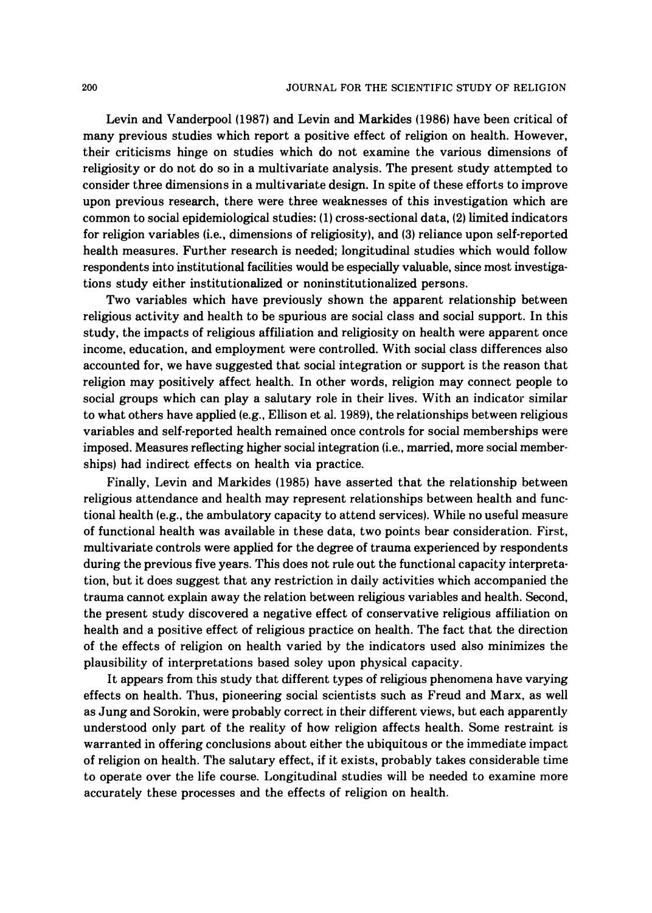Levin and Vanderpool (1987) and Levin and Markides (1986) have been critical of many previous studies which report a positive effect of religion on health. However, their criticisms hinge on studies which do not examine the various dimensions of religiosity or do not do so in a multivariate analysis. The present study attempted to consider three dimensions in a multivariate design. In spite of these efforts to improve upon previous research, there were three weaknesses of this investigation which are common to social epidemiological studies: (1) cross-sectional data, (2) limited indicators for religion variables (i.e., dimensions of religiosity), and (3) reliance upon self-reported health measures. Further research is needed; longitudinal studies which would follow respondents into institutional facilities would be especially valuable, since most investigations study either institutionalized or noninstitutionalized persons.

Two variables which have previously shown the apparent relationship between religious activity and health to be spurious are social class and social support. In this study, the impacts of religious affiliation and religiosity on health were apparent once income, education, and employment were controlled. With social class differences also accounted for, we have suggested that social integration or support is the reason that religion may positively affect health. In other words, religion may connect people to social groups which can play a salutary role in their lives. With an indicator similar to what others have applied (e.g., Ellison et al. 1989), the relationships between religious variables and self-reported health remained once controls for social memberships were imposed. Measures reflecting higher social integration (i.e., married, more social memberships) had indirect effects on health via practice.

Finally, Levin and Markides (1985) have asserted that the relationship between religious attendance and health may represent relationships between health and functional health (e.g., the ambulatory capacity to attend services). While no useful measure of functional health was available in these data, two points bear consideration. First, multivariate controls were applied for the degree of trauma experienced by respondents during the previous five years. This does not rule out the functional capacity interpretation, but it does suggest that any restriction in daily activities which accompanied the trauma cannot explain away the relation between religious variables and health. Second, the present study discovered a negative effect of conservative religious affiliation on health and a positive effect of religious practice on health. The fact that the direction of the effects of religion on health varied by the indicators used also minimizes the plausibility of interpretations based soley upon physical capacity.

It appears from this study that different types of religious phenomena have varying effects on health. Thus, pioneering social scientists such as Freud and Marx, as well as Jung and Sorokin, were probably correct in their different views, but each apparently understood only part of the reality of how religion affects health. Some restraint is warranted in offering conclusions about either the ubiquitous or the immediate impact of religion on health. The salutary effect, if it exists, probably takes considerable time to operate over the life course. Longitudinal studies will be needed to examine more accurately these processes and the effects of religion on health.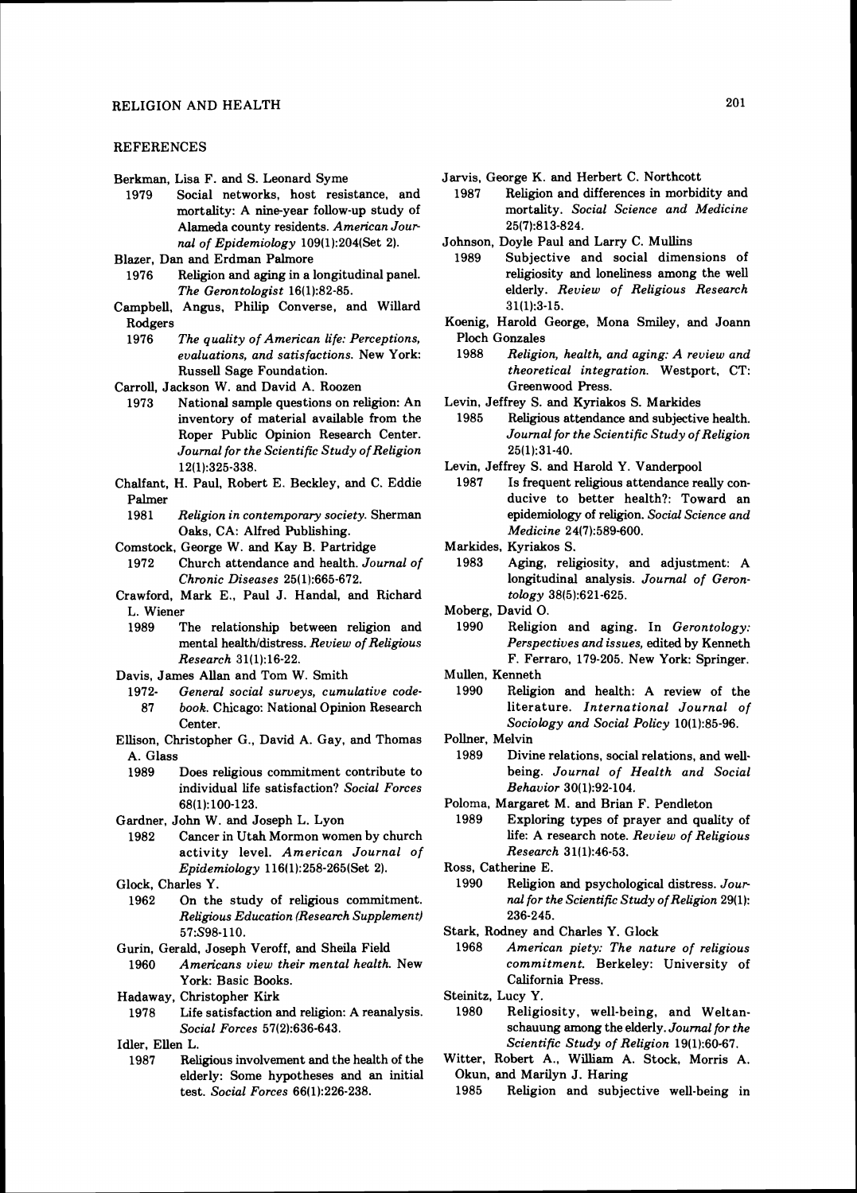## REFERENCES

Berkman, Lisa F. and S. Leonard Syme
  1979 Social networks, host resistance, and mortality: A nine-year follow-up study of Alameda county residents. *American Journal of Epidemiology* 109(1):204(Set 2).

Blazer, Dan and Erdman Palmore
  1976 Religion and aging in a longitudinal panel. *The Gerontologist* 16(1):82-85.

Campbell, Angus, Philip Converse, and Willard Rodgers
  1976 *The quality of American life: Perceptions, evaluations, and satisfactions.* New York: Russell Sage Foundation.

Carroll, Jackson W. and David A. Roozen
  1973 National sample questions on religion: An inventory of material available from the Roper Public Opinion Research Center. *Journal for the Scientific Study of Religion* 12(1):325-338.

Chalfant, H. Paul, Robert E. Beckley, and C. Eddie Palmer
  1981 *Religion in contemporary society.* Sherman Oaks, CA: Alfred Publishing.

Comstock, George W. and Kay B. Partridge
  1972 Church attendance and health. *Journal of Chronic Diseases* 25(1):665-672.

Crawford, Mark E., Paul J. Handal, and Richard L. Wiener
  1989 The relationship between religion and mental health/distress. *Review of Religious Research* 31(1):16-22.

Davis, James Allan and Tom W. Smith
  1972-87 *General social surveys, cumulative codebook.* Chicago: National Opinion Research Center.

Ellison, Christopher G., David A. Gay, and Thomas A. Glass
  1989 Does religious commitment contribute to individual life satisfaction? *Social Forces* 68(1):100-123.

Gardner, John W. and Joseph L. Lyon
  1982 Cancer in Utah Mormon women by church activity level. *American Journal of Epidemiology* 116(1):258-265(Set 2).

Glock, Charles Y.
  1962 On the study of religious commitment. *Religious Education (Research Supplement)* 57:S98-110.

Gurin, Gerald, Joseph Veroff, and Sheila Field
  1960 *Americans view their mental health.* New York: Basic Books.

Hadaway, Christopher Kirk
  1978 Life satisfaction and religion: A reanalysis. *Social Forces* 57(2):636-643.

Idler, Ellen L.
  1987 Religious involvement and the health of the elderly: Some hypotheses and an initial test. *Social Forces* 66(1):226-238.

Jarvis, George K. and Herbert C. Northcott
  1987 Religion and differences in morbidity and mortality. *Social Science and Medicine* 25(7):813-824.

Johnson, Doyle Paul and Larry C. Mullins
  1989 Subjective and social dimensions of religiosity and loneliness among the well elderly. *Review of Religious Research* 31(1):3-15.

Koenig, Harold George, Mona Smiley, and Joann Ploch Gonzales
  1988 *Religion, health, and aging: A review and theoretical integration.* Westport, CT: Greenwood Press.

Levin, Jeffrey S. and Kyriakos S. Markides
  1985 Religious attendance and subjective health. *Journal for the Scientific Study of Religion* 25(1):31-40.

Levin, Jeffrey S. and Harold Y. Vanderpool
  1987 Is frequent religious attendance really conducive to better health?: Toward an epidemiology of religion. *Social Science and Medicine* 24(7):589-600.

Markides, Kyriakos S.
  1983 Aging, religiosity, and adjustment: A longitudinal analysis. *Journal of Gerontology* 38(5):621-625.

Moberg, David O.
  1990 Religion and aging. In *Gerontology: Perspectives and issues,* edited by Kenneth F. Ferraro, 179-205. New York: Springer.

Mullen, Kenneth
  1990 Religion and health: A review of the literature. *International Journal of Sociology and Social Policy* 10(1):85-96.

Pollner, Melvin
  1989 Divine relations, social relations, and well-being. *Journal of Health and Social Behavior* 30(1):92-104.

Poloma, Margaret M. and Brian F. Pendleton
  1989 Exploring types of prayer and quality of life: A research note. *Review of Religious Research* 31(1):46-53.

Ross, Catherine E.
  1990 Religion and psychological distress. *Journal for the Scientific Study of Religion* 29(1): 236-245.

Stark, Rodney and Charles Y. Glock
  1968 *American piety: The nature of religious commitment.* Berkeley: University of California Press.

Steinitz, Lucy Y.
  1980 Religiosity, well-being, and Weltanschauung among the elderly. *Journal for the Scientific Study of Religion* 19(1):60-67.

Witter, Robert A., William A. Stock, Morris A. Okun, and Marilyn J. Haring
  1985 Religion and subjective well-being in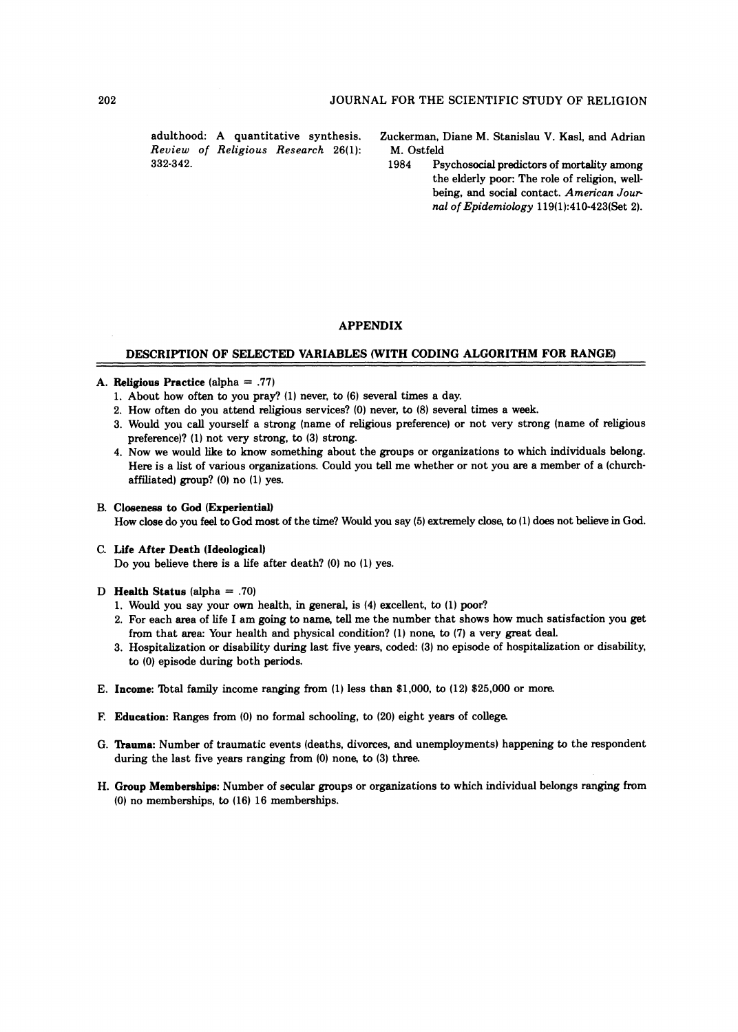adulthood: A quantitative synthesis. *Review of Religious Research* 26(1): 332-342.

Zuckerman, Diane M. Stanislau V. Kasl, and Adrian M. Ostfeld

1984 Psychosocial predictors of mortality among the elderly poor: The role of religion, well-being, and social contact. *American Journal of Epidemiology* 119(1):410-423(Set 2).

## APPENDIX

### DESCRIPTION OF SELECTED VARIABLES (WITH CODING ALGORITHM FOR RANGE)

**A. Religious Practice** (alpha = .77)

1. About how often to you pray? (1) never, to (6) several times a day.
2. How often do you attend religious services? (0) never, to (8) several times a week.
3. Would you call yourself a strong (name of religious preference) or not very strong (name of religious preference)? (1) not very strong, to (3) strong.
4. Now we would like to know something about the groups or organizations to which individuals belong. Here is a list of various organizations. Could you tell me whether or not you are a member of a (church-affiliated) group? (0) no (1) yes.

**B. Closeness to God (Experiential)**

How close do you feel to God most of the time? Would you say (5) extremely close, to (1) does not believe in God.

**C. Life After Death (Ideological)**

Do you believe there is a life after death? (0) no (1) yes.

**D Health Status** (alpha = .70)

1. Would you say your own health, in general, is (4) excellent, to (1) poor?
2. For each area of life I am going to name, tell me the number that shows how much satisfaction you get from that area: Your health and physical condition? (1) none, to (7) a very great deal.
3. Hospitalization or disability during last five years, coded: (3) no episode of hospitalization or disability, to (0) episode during both periods.

**E. Income:** Total family income ranging from (1) less than $1,000, to (12) $25,000 or more.

**F. Education:** Ranges from (0) no formal schooling, to (20) eight years of college.

**G. Trauma:** Number of traumatic events (deaths, divorces, and unemployments) happening to the respondent during the last five years ranging from (0) none, to (3) three.

**H. Group Memberships:** Number of secular groups or organizations to which individual belongs ranging from (0) no memberships, to (16) 16 memberships.